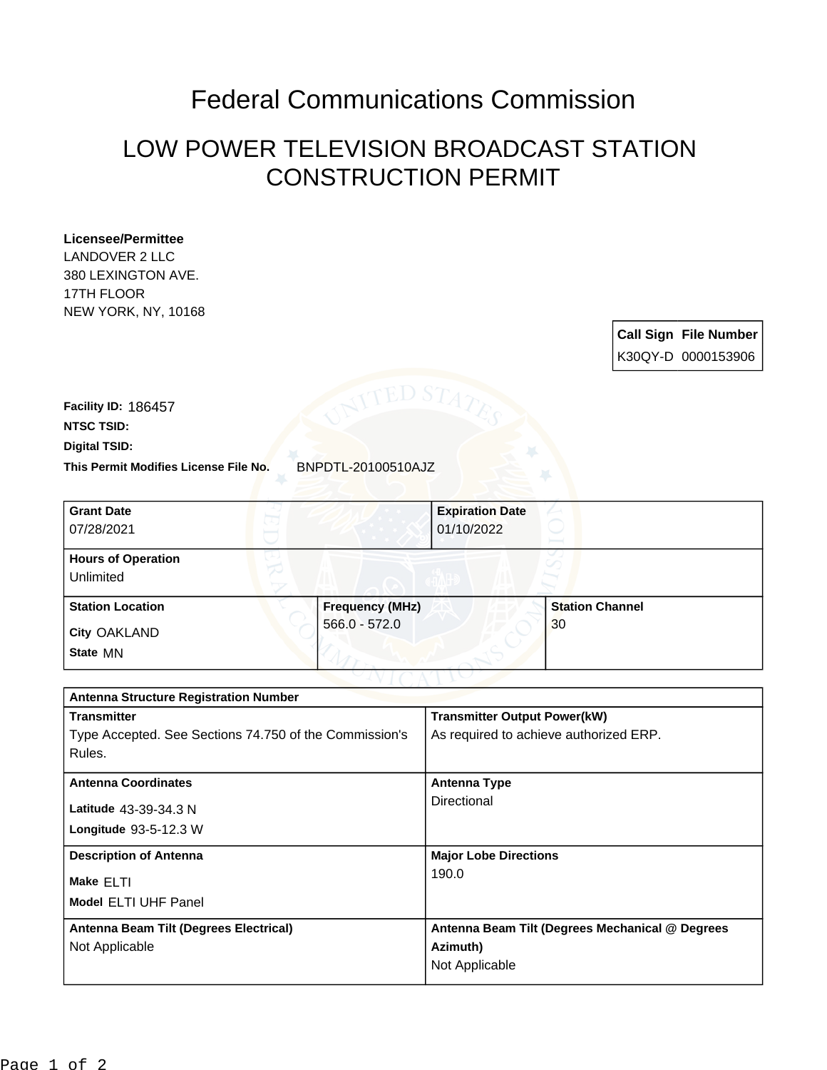# Federal Communications Commission

## LOW POWER TELEVISION BROADCAST STATION CONSTRUCTION PERMIT

**Licensee/Permittee**
LANDOVER 2 LLC
380 LEXINGTON AVE.
17TH FLOOR
NEW YORK, NY, 10168

| Call Sign | File Number |
|---|---|
| K30QY-D | 0000153906 |

**Facility ID:** 186457
**NTSC TSID:**
**Digital TSID:**
**This Permit Modifies License File No.** BNPDTL-20100510AJZ

| Grant Date | Expiration Date | |
|---|---|---|
| 07/28/2021 | 01/10/2022 | |
| **Hours of Operation** | | |
| Unlimited | | |
| **Station Location** | **Frequency (MHz)** | **Station Channel** |
| City OAKLAND<br>State MN | 566.0 - 572.0 | 30 |

| Antenna Structure Registration Number | |
|---|---|
| **Transmitter**<br>Type Accepted. See Sections 74.750 of the Commission's Rules. | **Transmitter Output Power(kW)**<br>As required to achieve authorized ERP. |
| **Antenna Coordinates**<br>Latitude 43-39-34.3 N<br>Longitude 93-5-12.3 W | **Antenna Type**<br>Directional |
| **Description of Antenna**<br>Make ELTI<br>Model ELTI UHF Panel | **Major Lobe Directions**<br>190.0 |
| **Antenna Beam Tilt (Degrees Electrical)**<br>Not Applicable | **Antenna Beam Tilt (Degrees Mechanical @ Degrees Azimuth)**<br>Not Applicable |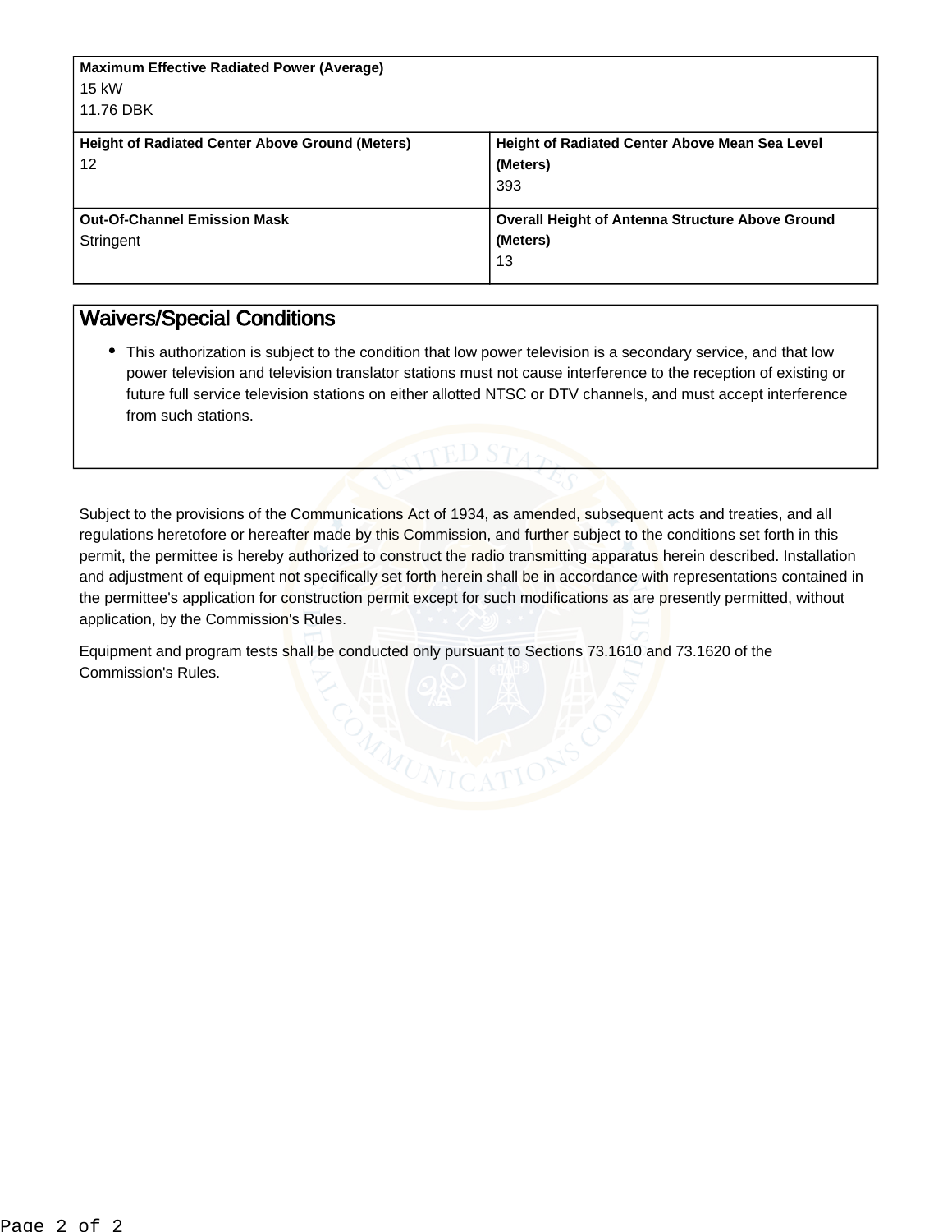| | |
|---|---|
| **Maximum Effective Radiated Power (Average)**<br>15 kW<br>11.76 DBK | |
| **Height of Radiated Center Above Ground (Meters)**<br>12 | **Height of Radiated Center Above Mean Sea Level (Meters)**<br>393 |
| **Out-Of-Channel Emission Mask**<br>Stringent | **Overall Height of Antenna Structure Above Ground (Meters)**<br>13 |

## Waivers/Special Conditions

- This authorization is subject to the condition that low power television is a secondary service, and that low power television and television translator stations must not cause interference to the reception of existing or future full service television stations on either allotted NTSC or DTV channels, and must accept interference from such stations.

Subject to the provisions of the Communications Act of 1934, as amended, subsequent acts and treaties, and all regulations heretofore or hereafter made by this Commission, and further subject to the conditions set forth in this permit, the permittee is hereby authorized to construct the radio transmitting apparatus herein described. Installation and adjustment of equipment not specifically set forth herein shall be in accordance with representations contained in the permittee's application for construction permit except for such modifications as are presently permitted, without application, by the Commission's Rules.

Equipment and program tests shall be conducted only pursuant to Sections 73.1610 and 73.1620 of the Commission's Rules.